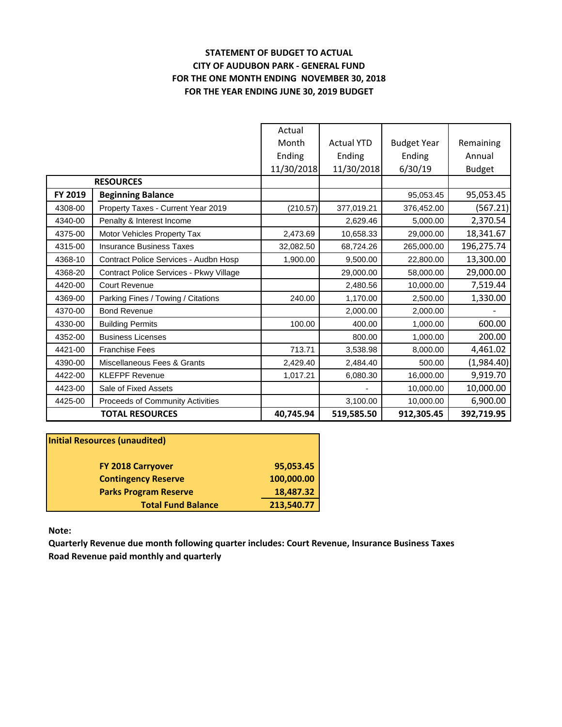**STATEMENT OF BUDGET TO ACTUAL**
**CITY OF AUDUBON PARK - GENERAL FUND**
**FOR THE ONE MONTH ENDING NOVEMBER 30, 2018**
**FOR THE YEAR ENDING JUNE 30, 2019 BUDGET**

| | | Actual Month Ending 11/30/2018 | Actual YTD Ending 11/30/2018 | Budget Year Ending 6/30/19 | Remaining Annual Budget |
|---|---|---|---|---|---|
| | **RESOURCES** | | | | |
| **FY 2019** | **Beginning Balance** | | | 95,053.45 | 95,053.45 |
| 4308-00 | Property Taxes - Current Year 2019 | (210.57) | 377,019.21 | 376,452.00 | (567.21) |
| 4340-00 | Penalty & Interest Income | | 2,629.46 | 5,000.00 | 2,370.54 |
| 4375-00 | Motor Vehicles Property Tax | 2,473.69 | 10,658.33 | 29,000.00 | 18,341.67 |
| 4315-00 | Insurance Business Taxes | 32,082.50 | 68,724.26 | 265,000.00 | 196,275.74 |
| 4368-10 | Contract Police Services - Audbn Hosp | 1,900.00 | 9,500.00 | 22,800.00 | 13,300.00 |
| 4368-20 | Contract Police Services - Pkwy Village | | 29,000.00 | 58,000.00 | 29,000.00 |
| 4420-00 | Court Revenue | | 2,480.56 | 10,000.00 | 7,519.44 |
| 4369-00 | Parking Fines / Towing / Citations | 240.00 | 1,170.00 | 2,500.00 | 1,330.00 |
| 4370-00 | Bond Revenue | | 2,000.00 | 2,000.00 | - |
| 4330-00 | Building Permits | 100.00 | 400.00 | 1,000.00 | 600.00 |
| 4352-00 | Business Licenses | | 800.00 | 1,000.00 | 200.00 |
| 4421-00 | Franchise Fees | 713.71 | 3,538.98 | 8,000.00 | 4,461.02 |
| 4390-00 | Miscellaneous Fees & Grants | 2,429.40 | 2,484.40 | 500.00 | (1,984.40) |
| 4422-00 | KLEFPF Revenue | 1,017.21 | 6,080.30 | 16,000.00 | 9,919.70 |
| 4423-00 | Sale of Fixed Assets | | - | 10,000.00 | 10,000.00 |
| 4425-00 | Proceeds of Community Activities | | 3,100.00 | 10,000.00 | 6,900.00 |
| | **TOTAL RESOURCES** | **40,745.94** | **519,585.50** | **912,305.45** | **392,719.95** |

| **Initial Resources (unaudited)** | |
|---|---|
| **FY 2018 Carryover** | **95,053.45** |
| **Contingency Reserve** | **100,000.00** |
| **Parks Program Reserve** | **18,487.32** |
| **Total Fund Balance** | **213,540.77** |

**Note:**

**Quarterly Revenue due month following quarter includes: Court Revenue, Insurance Business Taxes**
**Road Revenue paid monthly and quarterly**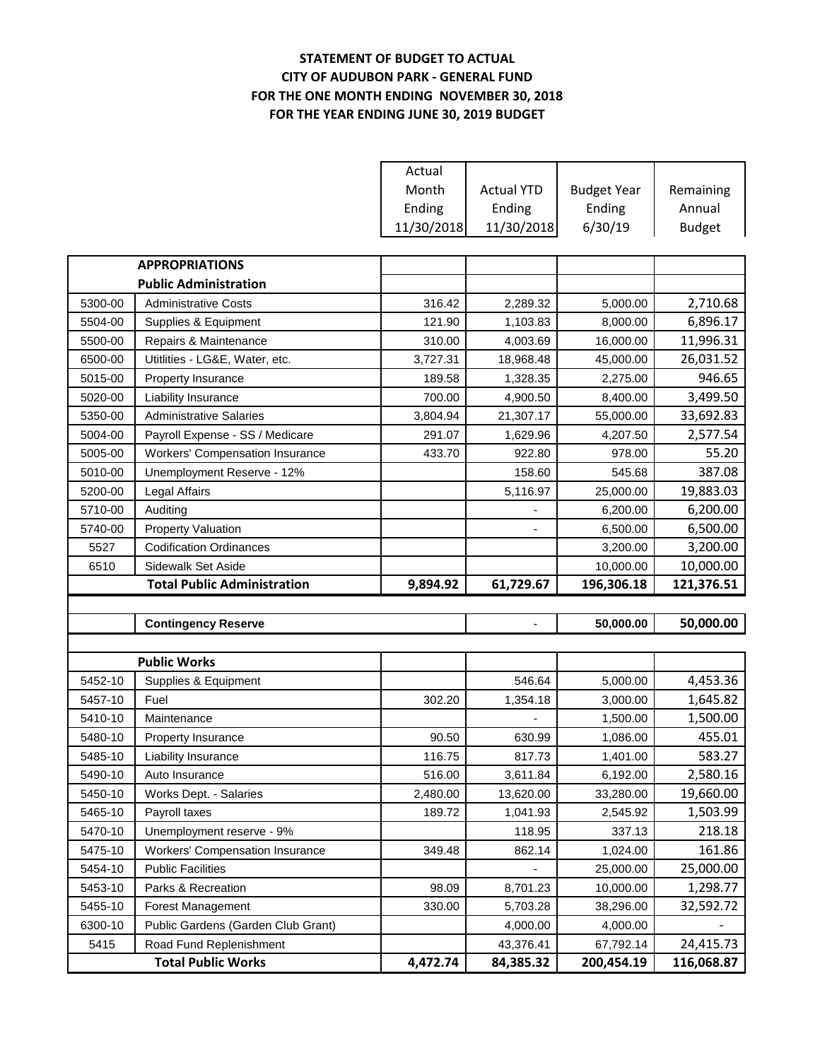**STATEMENT OF BUDGET TO ACTUAL**
**CITY OF AUDUBON PARK - GENERAL FUND**
**FOR THE ONE MONTH ENDING NOVEMBER 30, 2018**
**FOR THE YEAR ENDING JUNE 30, 2019 BUDGET**

| | | Actual Month Ending 11/30/2018 | Actual YTD Ending 11/30/2018 | Budget Year Ending 6/30/19 | Remaining Annual Budget |
|---|---|---|---|---|---|
| | **APPROPRIATIONS** | | | | |
| | **Public Administration** | | | | |
| 5300-00 | Administrative Costs | 316.42 | 2,289.32 | 5,000.00 | 2,710.68 |
| 5504-00 | Supplies & Equipment | 121.90 | 1,103.83 | 8,000.00 | 6,896.17 |
| 5500-00 | Repairs & Maintenance | 310.00 | 4,003.69 | 16,000.00 | 11,996.31 |
| 6500-00 | Utitlities - LG&E, Water, etc. | 3,727.31 | 18,968.48 | 45,000.00 | 26,031.52 |
| 5015-00 | Property Insurance | 189.58 | 1,328.35 | 2,275.00 | 946.65 |
| 5020-00 | Liability Insurance | 700.00 | 4,900.50 | 8,400.00 | 3,499.50 |
| 5350-00 | Administrative Salaries | 3,804.94 | 21,307.17 | 55,000.00 | 33,692.83 |
| 5004-00 | Payroll Expense - SS / Medicare | 291.07 | 1,629.96 | 4,207.50 | 2,577.54 |
| 5005-00 | Workers' Compensation Insurance | 433.70 | 922.80 | 978.00 | 55.20 |
| 5010-00 | Unemployment Reserve - 12% | | 158.60 | 545.68 | 387.08 |
| 5200-00 | Legal Affairs | | 5,116.97 | 25,000.00 | 19,883.03 |
| 5710-00 | Auditing | | - | 6,200.00 | 6,200.00 |
| 5740-00 | Property Valuation | | - | 6,500.00 | 6,500.00 |
| 5527 | Codification Ordinances | | | 3,200.00 | 3,200.00 |
| 6510 | Sidewalk Set Aside | | | 10,000.00 | 10,000.00 |
| | **Total Public Administration** | **9,894.92** | **61,729.67** | **196,306.18** | **121,376.51** |
| | | | | | |
| | **Contingency Reserve** | | - | **50,000.00** | **50,000.00** |
| | | | | | |
| | **Public Works** | | | | |
| 5452-10 | Supplies & Equipment | | 546.64 | 5,000.00 | 4,453.36 |
| 5457-10 | Fuel | 302.20 | 1,354.18 | 3,000.00 | 1,645.82 |
| 5410-10 | Maintenance | | - | 1,500.00 | 1,500.00 |
| 5480-10 | Property Insurance | 90.50 | 630.99 | 1,086.00 | 455.01 |
| 5485-10 | Liability Insurance | 116.75 | 817.73 | 1,401.00 | 583.27 |
| 5490-10 | Auto Insurance | 516.00 | 3,611.84 | 6,192.00 | 2,580.16 |
| 5450-10 | Works Dept. - Salaries | 2,480.00 | 13,620.00 | 33,280.00 | 19,660.00 |
| 5465-10 | Payroll taxes | 189.72 | 1,041.93 | 2,545.92 | 1,503.99 |
| 5470-10 | Unemployment reserve - 9% | | 118.95 | 337.13 | 218.18 |
| 5475-10 | Workers' Compensation Insurance | 349.48 | 862.14 | 1,024.00 | 161.86 |
| 5454-10 | Public Facilities | | - | 25,000.00 | 25,000.00 |
| 5453-10 | Parks & Recreation | 98.09 | 8,701.23 | 10,000.00 | 1,298.77 |
| 5455-10 | Forest Management | 330.00 | 5,703.28 | 38,296.00 | 32,592.72 |
| 6300-10 | Public Gardens (Garden Club Grant) | | 4,000.00 | 4,000.00 | - |
| 5415 | Road Fund Replenishment | | 43,376.41 | 67,792.14 | 24,415.73 |
| | **Total Public Works** | **4,472.74** | **84,385.32** | **200,454.19** | **116,068.87** |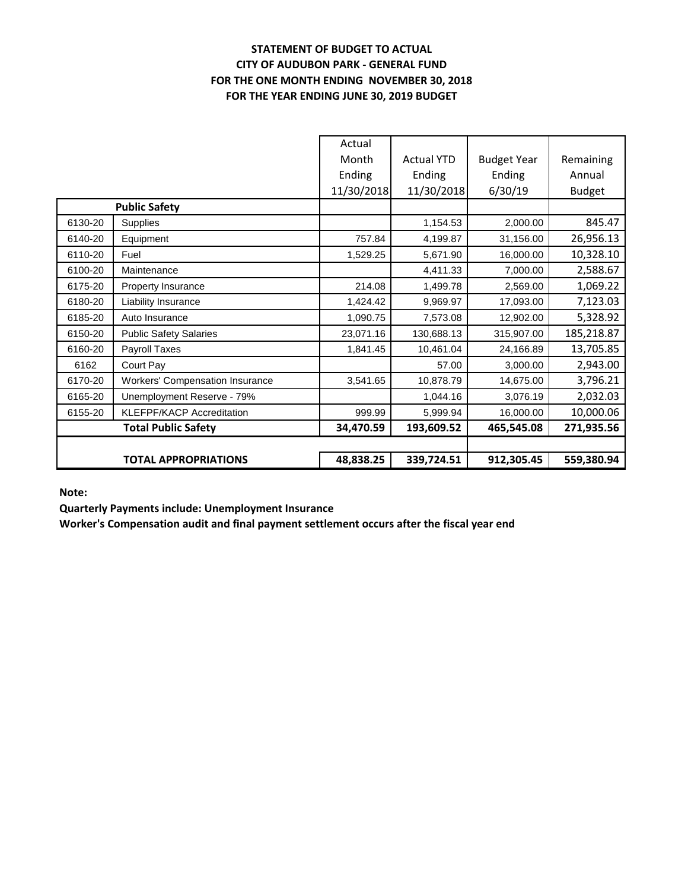**STATEMENT OF BUDGET TO ACTUAL**
**CITY OF AUDUBON PARK - GENERAL FUND**
**FOR THE ONE MONTH ENDING NOVEMBER 30, 2018**
**FOR THE YEAR ENDING JUNE 30, 2019 BUDGET**

| | | Actual Month Ending 11/30/2018 | Actual YTD Ending 11/30/2018 | Budget Year Ending 6/30/19 | Remaining Annual Budget |
|---|---|---|---|---|---|
| | **Public Safety** | | | | |
| 6130-20 | Supplies | | 1,154.53 | 2,000.00 | 845.47 |
| 6140-20 | Equipment | 757.84 | 4,199.87 | 31,156.00 | 26,956.13 |
| 6110-20 | Fuel | 1,529.25 | 5,671.90 | 16,000.00 | 10,328.10 |
| 6100-20 | Maintenance | | 4,411.33 | 7,000.00 | 2,588.67 |
| 6175-20 | Property Insurance | 214.08 | 1,499.78 | 2,569.00 | 1,069.22 |
| 6180-20 | Liability Insurance | 1,424.42 | 9,969.97 | 17,093.00 | 7,123.03 |
| 6185-20 | Auto Insurance | 1,090.75 | 7,573.08 | 12,902.00 | 5,328.92 |
| 6150-20 | Public Safety Salaries | 23,071.16 | 130,688.13 | 315,907.00 | 185,218.87 |
| 6160-20 | Payroll Taxes | 1,841.45 | 10,461.04 | 24,166.89 | 13,705.85 |
| 6162 | Court Pay | | 57.00 | 3,000.00 | 2,943.00 |
| 6170-20 | Workers' Compensation Insurance | 3,541.65 | 10,878.79 | 14,675.00 | 3,796.21 |
| 6165-20 | Unemployment Reserve - 79% | | 1,044.16 | 3,076.19 | 2,032.03 |
| 6155-20 | KLEFPF/KACP Accreditation | 999.99 | 5,999.94 | 16,000.00 | 10,000.06 |
| | **Total Public Safety** | **34,470.59** | **193,609.52** | **465,545.08** | **271,935.56** |
| | | | | | |
| | **TOTAL APPROPRIATIONS** | **48,838.25** | **339,724.51** | **912,305.45** | **559,380.94** |

**Note:**

**Quarterly Payments include: Unemployment Insurance**

**Worker's Compensation audit and final payment settlement occurs after the fiscal year end**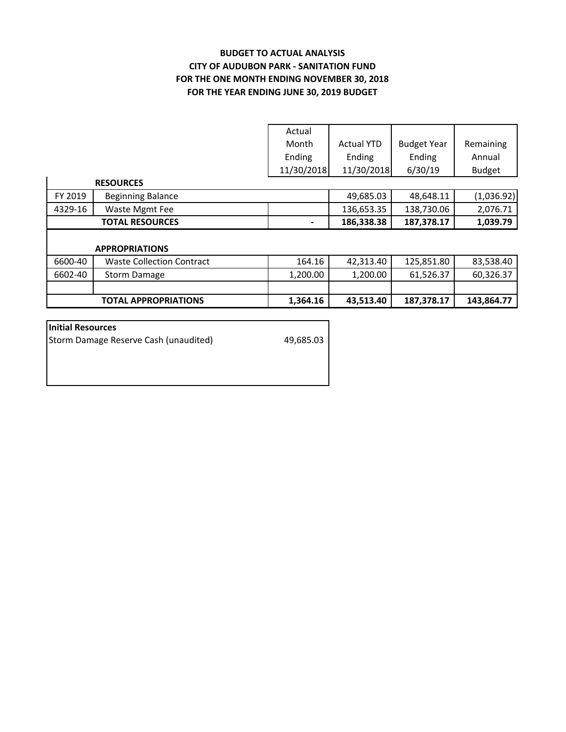**BUDGET TO ACTUAL ANALYSIS**
**CITY OF AUDUBON PARK - SANITATION FUND**
**FOR THE ONE MONTH ENDING NOVEMBER 30, 2018**
**FOR THE YEAR ENDING JUNE 30, 2019 BUDGET**

| | | Actual Month Ending 11/30/2018 | Actual YTD Ending 11/30/2018 | Budget Year Ending 6/30/19 | Remaining Annual Budget |
|---|---|---|---|---|---|
| | **RESOURCES** | | | | |
| FY 2019 | Beginning Balance | | 49,685.03 | 48,648.11 | (1,036.92) |
| 4329-16 | Waste Mgmt Fee | | 136,653.35 | 138,730.06 | 2,076.71 |
| | **TOTAL RESOURCES** | **-** | **186,338.38** | **187,378.17** | **1,039.79** |
| | | | | | |
| | **APPROPRIATIONS** | | | | |
| 6600-40 | Waste Collection Contract | 164.16 | 42,313.40 | 125,851.80 | 83,538.40 |
| 6602-40 | Storm Damage | 1,200.00 | 1,200.00 | 61,526.37 | 60,326.37 |
| | | | | | |
| | **TOTAL APPROPRIATIONS** | **1,364.16** | **43,513.40** | **187,378.17** | **143,864.77** |

| **Initial Resources** | |
|---|---|
| Storm Damage Reserve Cash (unaudited) | 49,685.03 |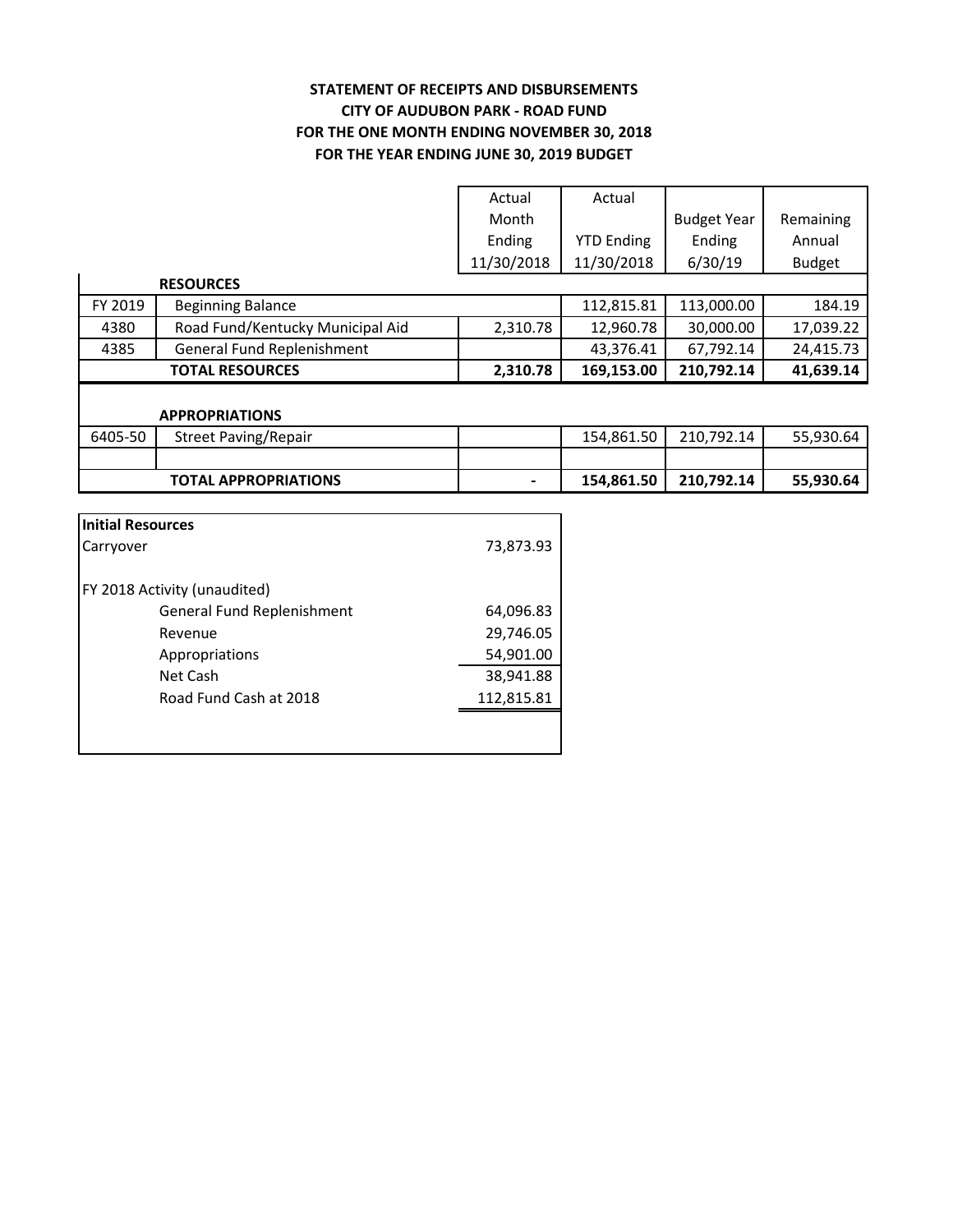**STATEMENT OF RECEIPTS AND DISBURSEMENTS**
**CITY OF AUDUBON PARK - ROAD FUND**
**FOR THE ONE MONTH ENDING NOVEMBER 30, 2018**
**FOR THE YEAR ENDING JUNE 30, 2019 BUDGET**

| | | Actual Month Ending 11/30/2018 | Actual YTD Ending 11/30/2018 | Budget Year Ending 6/30/19 | Remaining Annual Budget |
|---|---|---|---|---|---|
| | **RESOURCES** | | | | |
| FY 2019 | Beginning Balance | | 112,815.81 | 113,000.00 | 184.19 |
| 4380 | Road Fund/Kentucky Municipal Aid | 2,310.78 | 12,960.78 | 30,000.00 | 17,039.22 |
| 4385 | General Fund Replenishment | | 43,376.41 | 67,792.14 | 24,415.73 |
| | **TOTAL RESOURCES** | **2,310.78** | **169,153.00** | **210,792.14** | **41,639.14** |
| | | | | | |
| | **APPROPRIATIONS** | | | | |
| 6405-50 | Street Paving/Repair | | 154,861.50 | 210,792.14 | 55,930.64 |
| | | | | | |
| | **TOTAL APPROPRIATIONS** | **-** | **154,861.50** | **210,792.14** | **55,930.64** |

| **Initial Resources** | |
|---|---|
| Carryover | 73,873.93 |
| | |
| FY 2018 Activity (unaudited) | |
| General Fund Replenishment | 64,096.83 |
| Revenue | 29,746.05 |
| Appropriations | 54,901.00 |
| Net Cash | 38,941.88 |
| Road Fund Cash at 2018 | 112,815.81 |